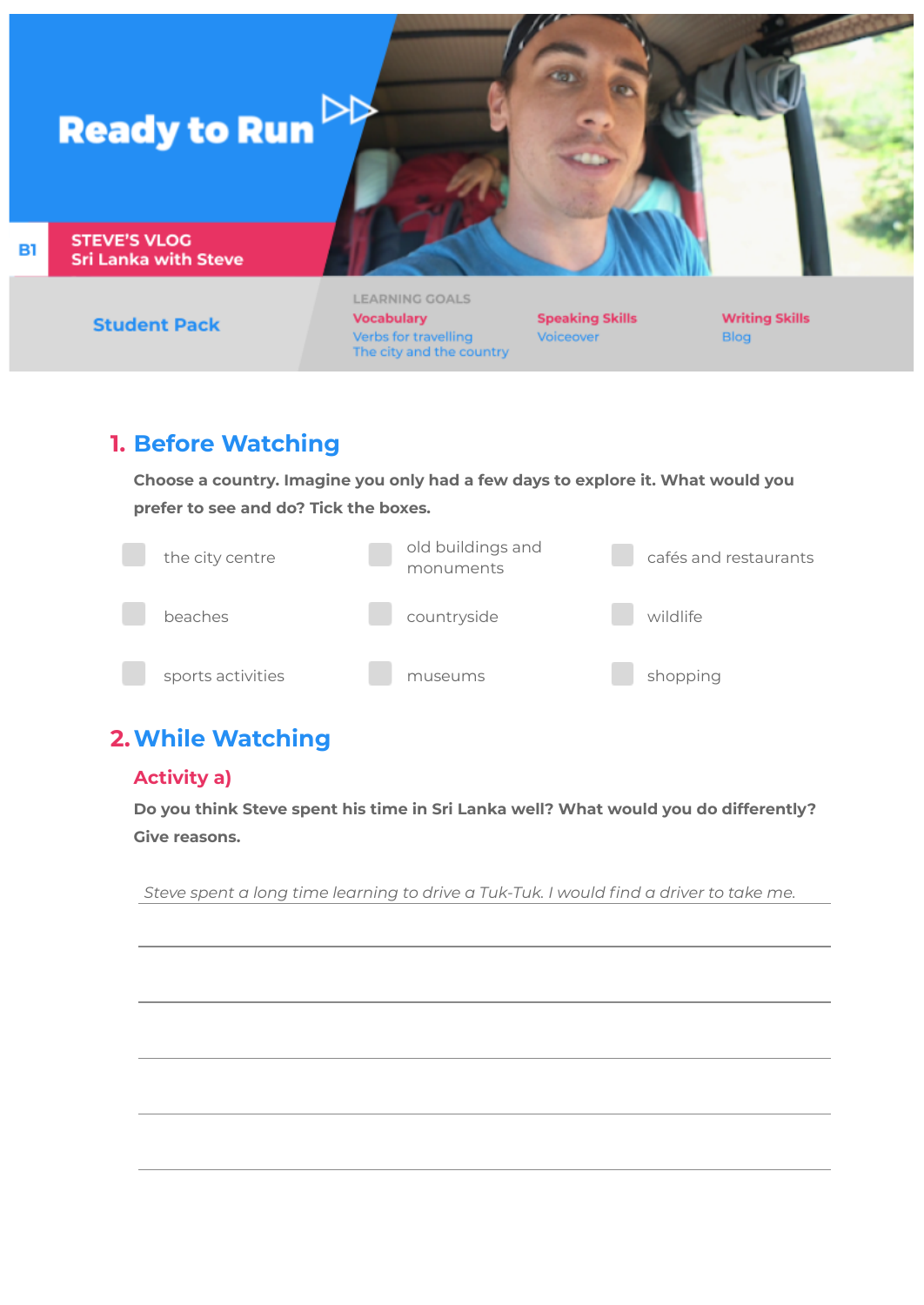# Ready to Run

B1

**STEVE'S VLOG**
**Sri Lanka with Steve**

**Student Pack**

LEARNING GOALS

**Vocabulary**
Verbs for travelling
The city and the country

**Speaking Skills**
Voiceover

**Writing Skills**
Blog

## 1. Before Watching

**Choose a country. Imagine you only had a few days to explore it. What would you prefer to see and do? Tick the boxes.**

- ☐ the city centre
- ☐ old buildings and monuments
- ☐ cafés and restaurants
- ☐ beaches
- ☐ countryside
- ☐ wildlife
- ☐ sports activities
- ☐ museums
- ☐ shopping

## 2. While Watching

### Activity a)

**Do you think Steve spent his time in Sri Lanka well? What would you do differently? Give reasons.**

*Steve spent a long time learning to drive a Tuk-Tuk. I would find a driver to take me.*

\_\_\_\_\_\_\_\_\_\_\_\_\_\_\_\_\_\_\_\_\_\_\_\_\_\_\_\_\_\_\_\_\_\_\_\_\_\_\_\_\_\_\_\_\_\_\_\_\_\_\_\_\_\_\_\_\_\_\_\_

\_\_\_\_\_\_\_\_\_\_\_\_\_\_\_\_\_\_\_\_\_\_\_\_\_\_\_\_\_\_\_\_\_\_\_\_\_\_\_\_\_\_\_\_\_\_\_\_\_\_\_\_\_\_\_\_\_\_\_\_

\_\_\_\_\_\_\_\_\_\_\_\_\_\_\_\_\_\_\_\_\_\_\_\_\_\_\_\_\_\_\_\_\_\_\_\_\_\_\_\_\_\_\_\_\_\_\_\_\_\_\_\_\_\_\_\_\_\_\_\_

\_\_\_\_\_\_\_\_\_\_\_\_\_\_\_\_\_\_\_\_\_\_\_\_\_\_\_\_\_\_\_\_\_\_\_\_\_\_\_\_\_\_\_\_\_\_\_\_\_\_\_\_\_\_\_\_\_\_\_\_

\_\_\_\_\_\_\_\_\_\_\_\_\_\_\_\_\_\_\_\_\_\_\_\_\_\_\_\_\_\_\_\_\_\_\_\_\_\_\_\_\_\_\_\_\_\_\_\_\_\_\_\_\_\_\_\_\_\_\_\_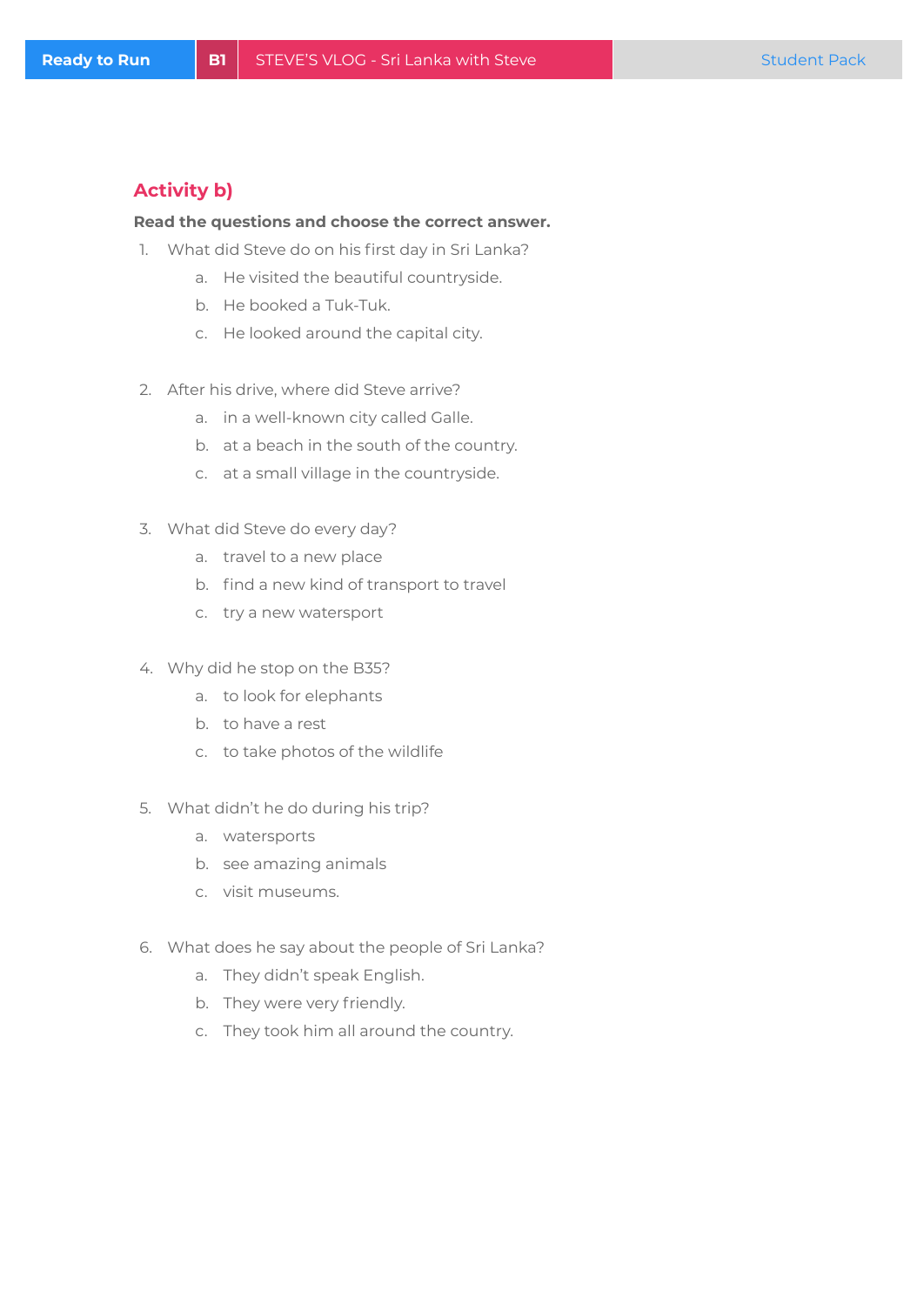## Activity b)

**Read the questions and choose the correct answer.**

1. What did Steve do on his first day in Sri Lanka?
   a. He visited the beautiful countryside.
   b. He booked a Tuk-Tuk.
   c. He looked around the capital city.

2. After his drive, where did Steve arrive?
   a. in a well-known city called Galle.
   b. at a beach in the south of the country.
   c. at a small village in the countryside.

3. What did Steve do every day?
   a. travel to a new place
   b. find a new kind of transport to travel
   c. try a new watersport

4. Why did he stop on the B35?
   a. to look for elephants
   b. to have a rest
   c. to take photos of the wildlife

5. What didn't he do during his trip?
   a. watersports
   b. see amazing animals
   c. visit museums.

6. What does he say about the people of Sri Lanka?
   a. They didn't speak English.
   b. They were very friendly.
   c. They took him all around the country.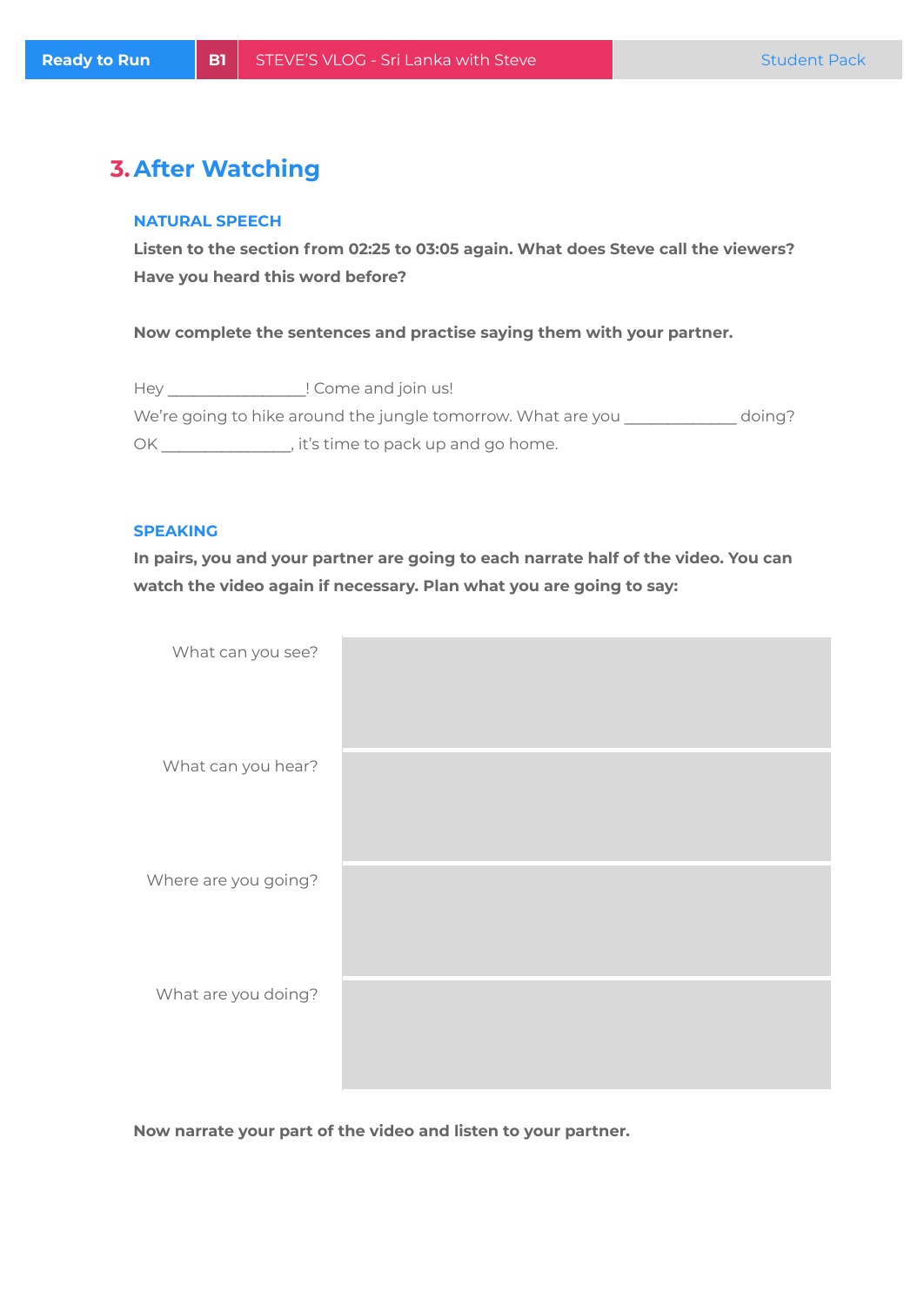## 3. After Watching

### NATURAL SPEECH

**Listen to the section from 02:25 to 03:05 again. What does Steve call the viewers? Have you heard this word before?**

**Now complete the sentences and practise saying them with your partner.**

Hey _______________! Come and join us!
We're going to hike around the jungle tomorrow. What are you ____________ doing?
OK ______________, it's time to pack up and go home.

### SPEAKING

**In pairs, you and your partner are going to each narrate half of the video. You can watch the video again if necessary. Plan what you are going to say:**

| | |
|---|---|
| What can you see? | |
| What can you hear? | |
| Where are you going? | |
| What are you doing? | |

**Now narrate your part of the video and listen to your partner.**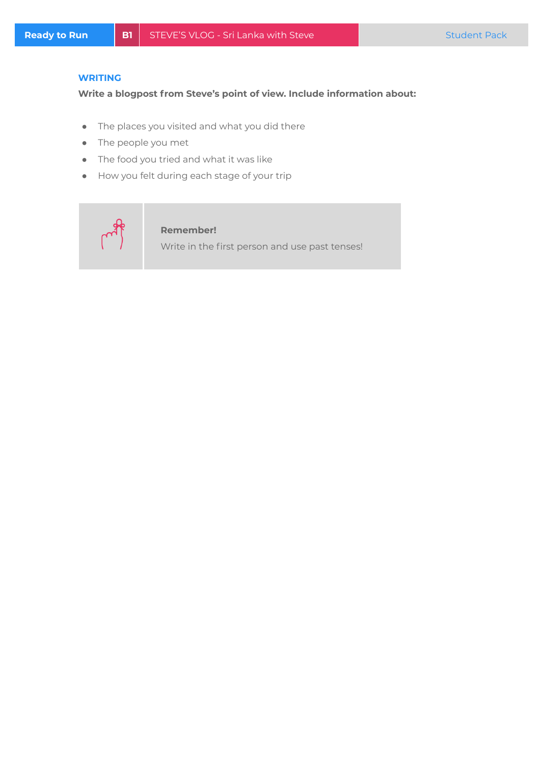## WRITING

**Write a blogpost from Steve's point of view. Include information about:**

- The places you visited and what you did there
- The people you met
- The food you tried and what it was like
- How you felt during each stage of your trip

**Remember!**

Write in the first person and use past tenses!